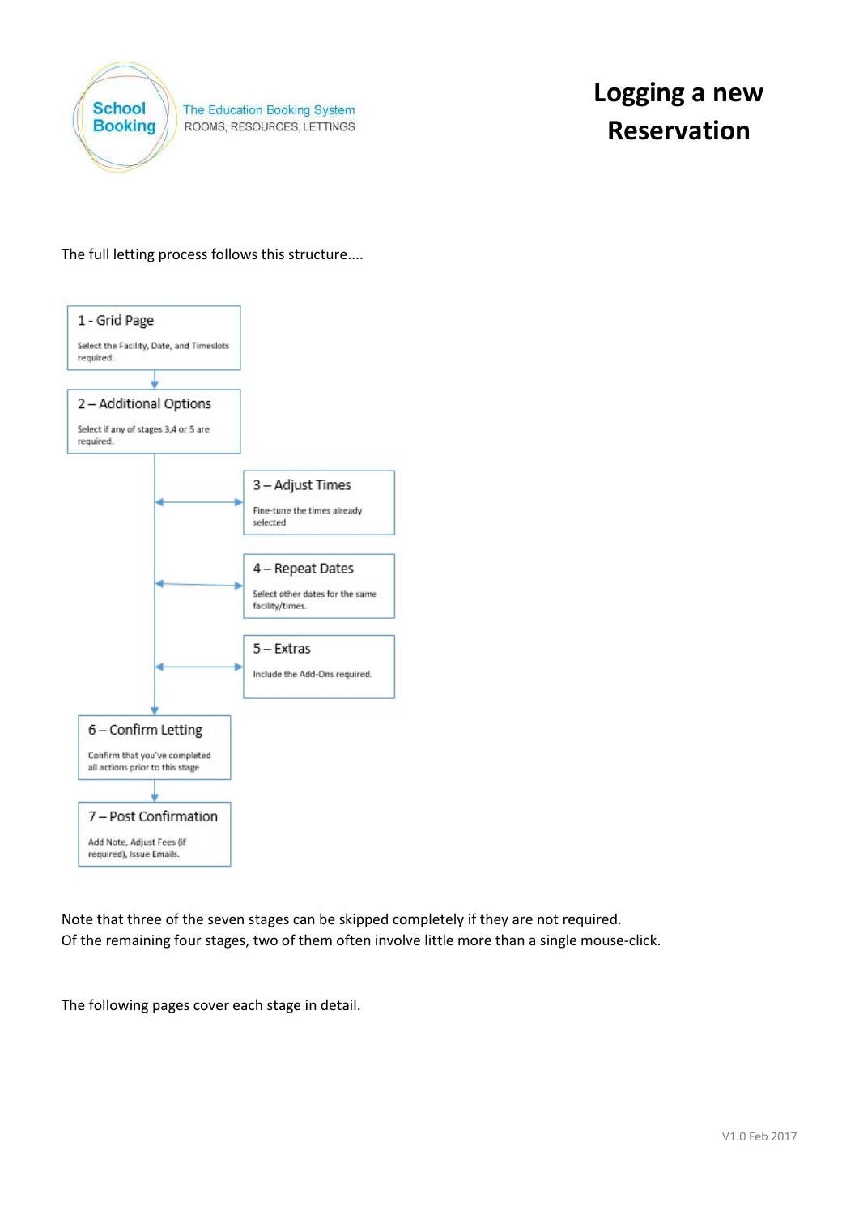School Booking — The Education Booking System — ROOMS, RESOURCES, LETTINGS

# Logging a new Reservation

The full letting process follows this structure....

**1 - Grid Page**
Select the Facility, Date, and Timeslots required.

**2 – Additional Options**
Select if any of stages 3,4 or 5 are required.

**3 – Adjust Times**
Fine-tune the times already selected

**4 – Repeat Dates**
Select other dates for the same facility/times.

**5 – Extras**
Include the Add-Ons required.

**6 – Confirm Letting**
Confirm that you've completed all actions prior to this stage

**7 – Post Confirmation**
Add Note, Adjust Fees (if required), Issue Emails.

Note that three of the seven stages can be skipped completely if they are not required.
Of the remaining four stages, two of them often involve little more than a single mouse-click.

The following pages cover each stage in detail.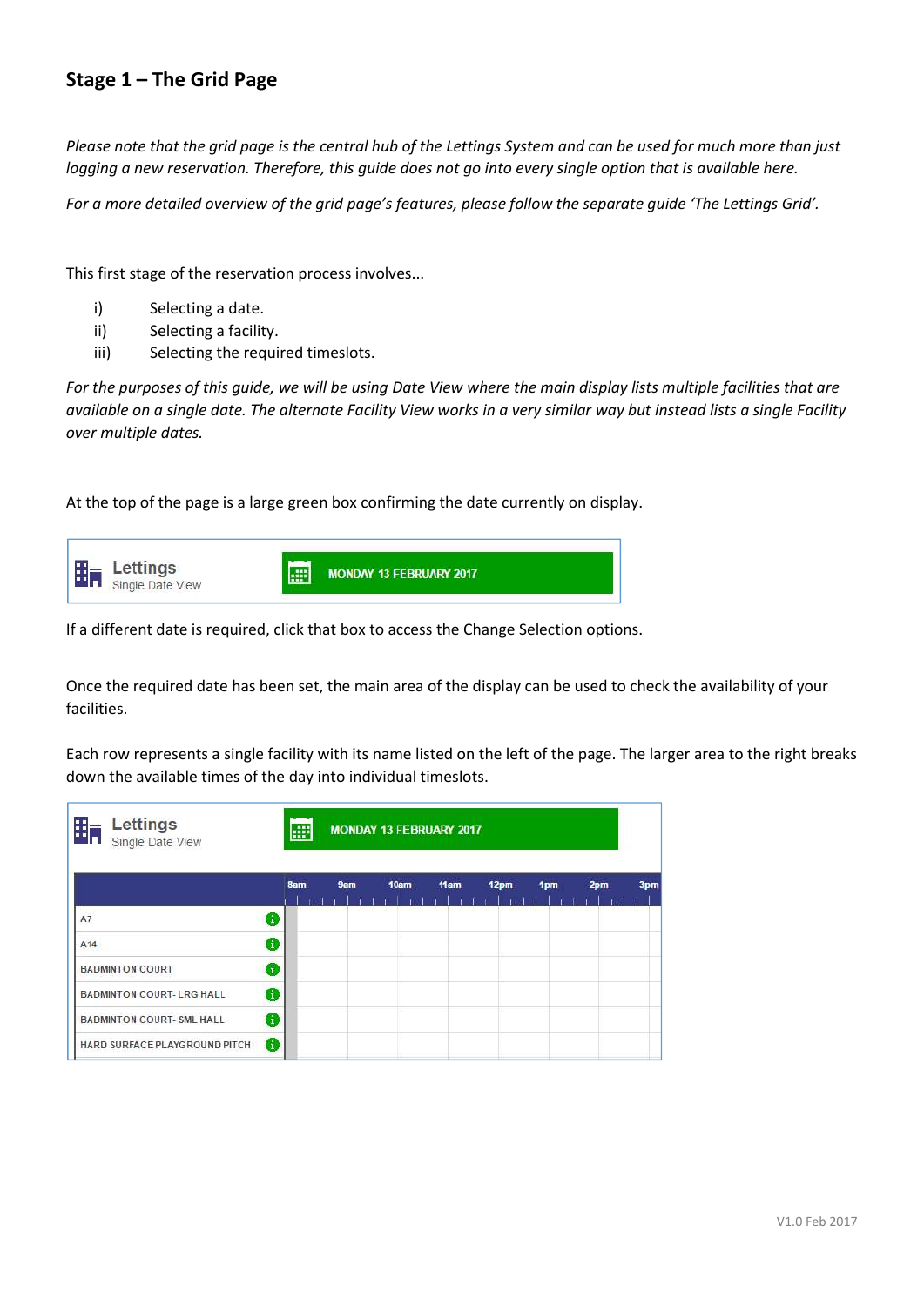## Stage 1 – The Grid Page

*Please note that the grid page is the central hub of the Lettings System and can be used for much more than just logging a new reservation. Therefore, this guide does not go into every single option that is available here.*

*For a more detailed overview of the grid page's features, please follow the separate guide 'The Lettings Grid'.*

This first stage of the reservation process involves...

i) Selecting a date.
ii) Selecting a facility.
iii) Selecting the required timeslots.

*For the purposes of this guide, we will be using Date View where the main display lists multiple facilities that are available on a single date. The alternate Facility View works in a very similar way but instead lists a single Facility over multiple dates.*

At the top of the page is a large green box confirming the date currently on display.

Lettings
Single Date View

MONDAY 13 FEBRUARY 2017

If a different date is required, click that box to access the Change Selection options.

Once the required date has been set, the main area of the display can be used to check the availability of your facilities.

Each row represents a single facility with its name listed on the left of the page. The larger area to the right breaks down the available times of the day into individual timeslots.

Lettings
Single Date View

MONDAY 13 FEBRUARY 2017

| | 8am | 9am | 10am | 11am | 12pm | 1pm | 2pm | 3pm |
|---|---|---|---|---|---|---|---|---|
| A7 | | | | | | | | |
| A14 | | | | | | | | |
| BADMINTON COURT | | | | | | | | |
| BADMINTON COURT- LRG HALL | | | | | | | | |
| BADMINTON COURT- SML HALL | | | | | | | | |
| HARD SURFACE PLAYGROUND PITCH | | | | | | | | |

V1.0 Feb 2017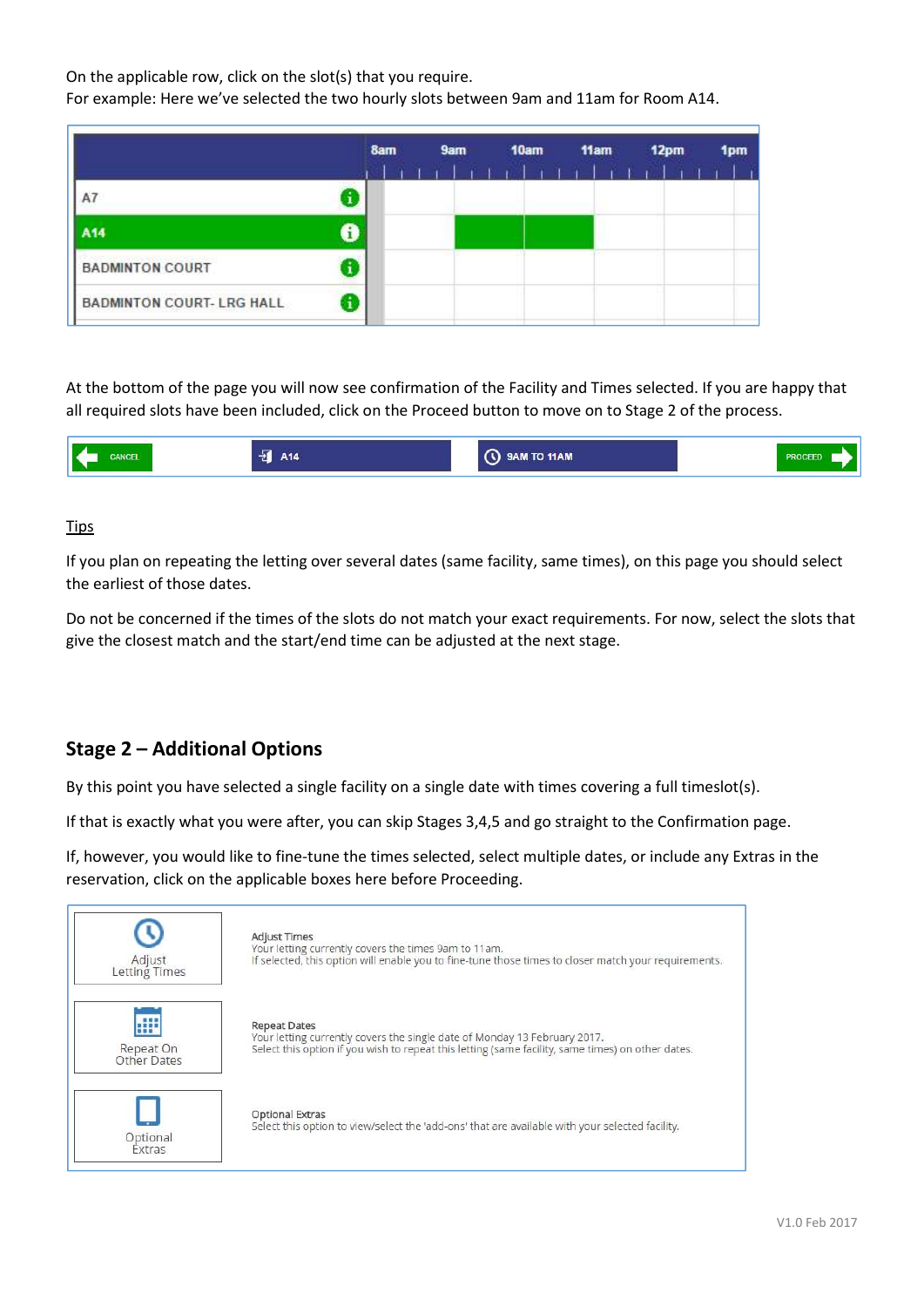On the applicable row, click on the slot(s) that you require.
For example: Here we've selected the two hourly slots between 9am and 11am for Room A14.

| | 8am | 9am | 10am | 11am | 12pm | 1pm |
|---|---|---|---|---|---|---|
| A7 | | | | | | |
| A14 | | | | | | |
| BADMINTON COURT | | | | | | |
| BADMINTON COURT- LRG HALL | | | | | | |

At the bottom of the page you will now see confirmation of the Facility and Times selected. If you are happy that all required slots have been included, click on the Proceed button to move on to Stage 2 of the process.

CANCEL | A14 | 9AM TO 11AM | PROCEED

Tips

If you plan on repeating the letting over several dates (same facility, same times), on this page you should select the earliest of those dates.

Do not be concerned if the times of the slots do not match your exact requirements. For now, select the slots that give the closest match and the start/end time can be adjusted at the next stage.

## Stage 2 – Additional Options

By this point you have selected a single facility on a single date with times covering a full timeslot(s).

If that is exactly what you were after, you can skip Stages 3,4,5 and go straight to the Confirmation page.

If, however, you would like to fine-tune the times selected, select multiple dates, or include any Extras in the reservation, click on the applicable boxes here before Proceeding.

| | |
|---|---|
| Adjust Letting Times | Adjust Times<br>Your letting currently covers the times 9am to 11am.<br>If selected, this option will enable you to fine-tune those times to closer match your requirements. |
| Repeat On Other Dates | Repeat Dates<br>Your letting currently covers the single date of Monday 13 February 2017.<br>Select this option if you wish to repeat this letting (same facility, same times) on other dates. |
| Optional Extras | Optional Extras<br>Select this option to view/select the 'add-ons' that are available with your selected facility. |

V1.0 Feb 2017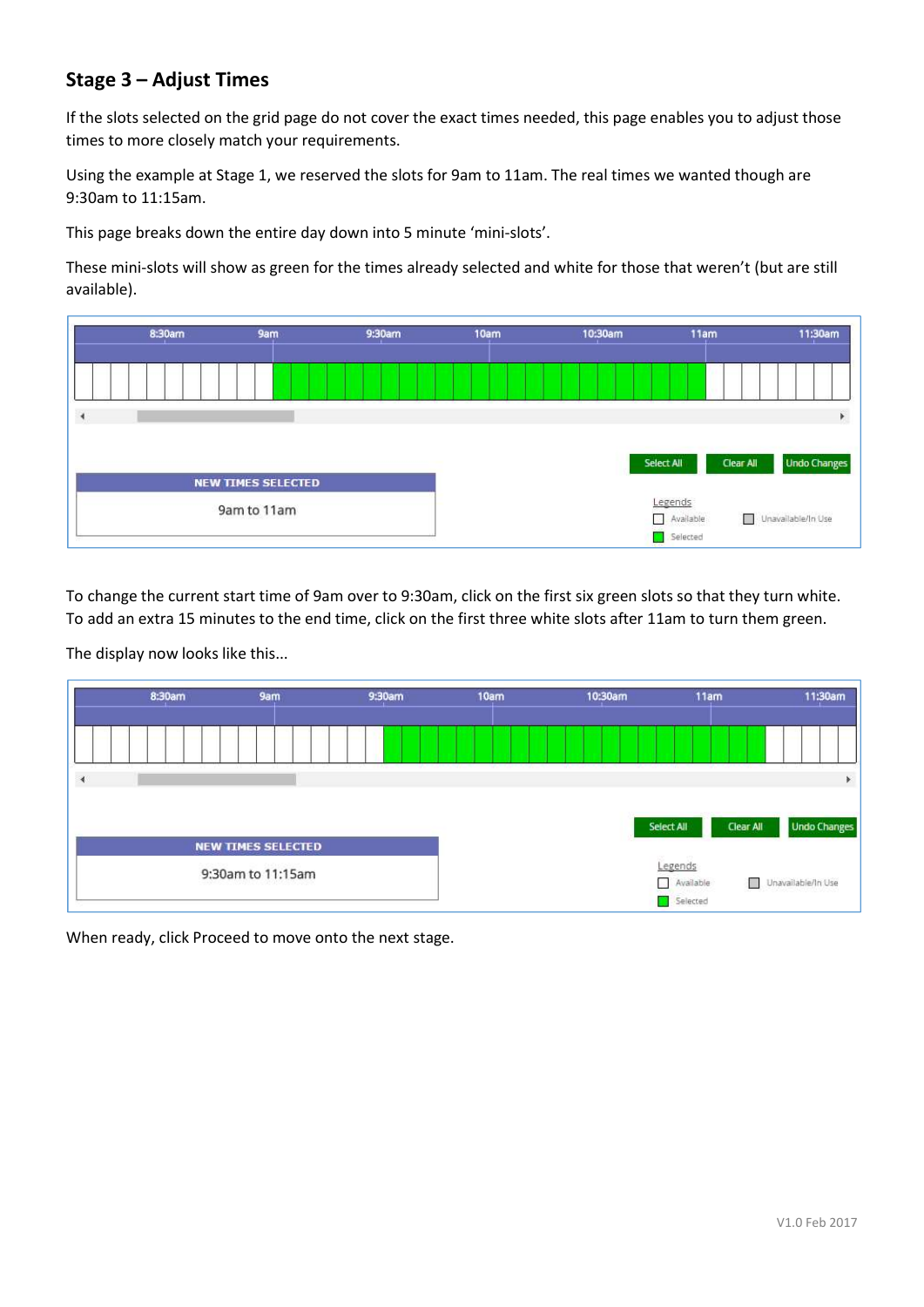## Stage 3 – Adjust Times

If the slots selected on the grid page do not cover the exact times needed, this page enables you to adjust those times to more closely match your requirements.

Using the example at Stage 1, we reserved the slots for 9am to 11am. The real times we wanted though are 9:30am to 11:15am.

This page breaks down the entire day down into 5 minute 'mini-slots'.

These mini-slots will show as green for the times already selected and white for those that weren't (but are still available).

8:30am 9am 9:30am 10am 10:30am 11am 11:30am

Select All | Clear All | Undo Changes

**NEW TIMES SELECTED**

9am to 11am

Legends
- Available
- Selected
- Unavailable/In Use

To change the current start time of 9am over to 9:30am, click on the first six green slots so that they turn white. To add an extra 15 minutes to the end time, click on the first three white slots after 11am to turn them green.

The display now looks like this...

8:30am 9am 9:30am 10am 10:30am 11am 11:30am

Select All | Clear All | Undo Changes

**NEW TIMES SELECTED**

9:30am to 11:15am

Legends
- Available
- Selected
- Unavailable/In Use

When ready, click Proceed to move onto the next stage.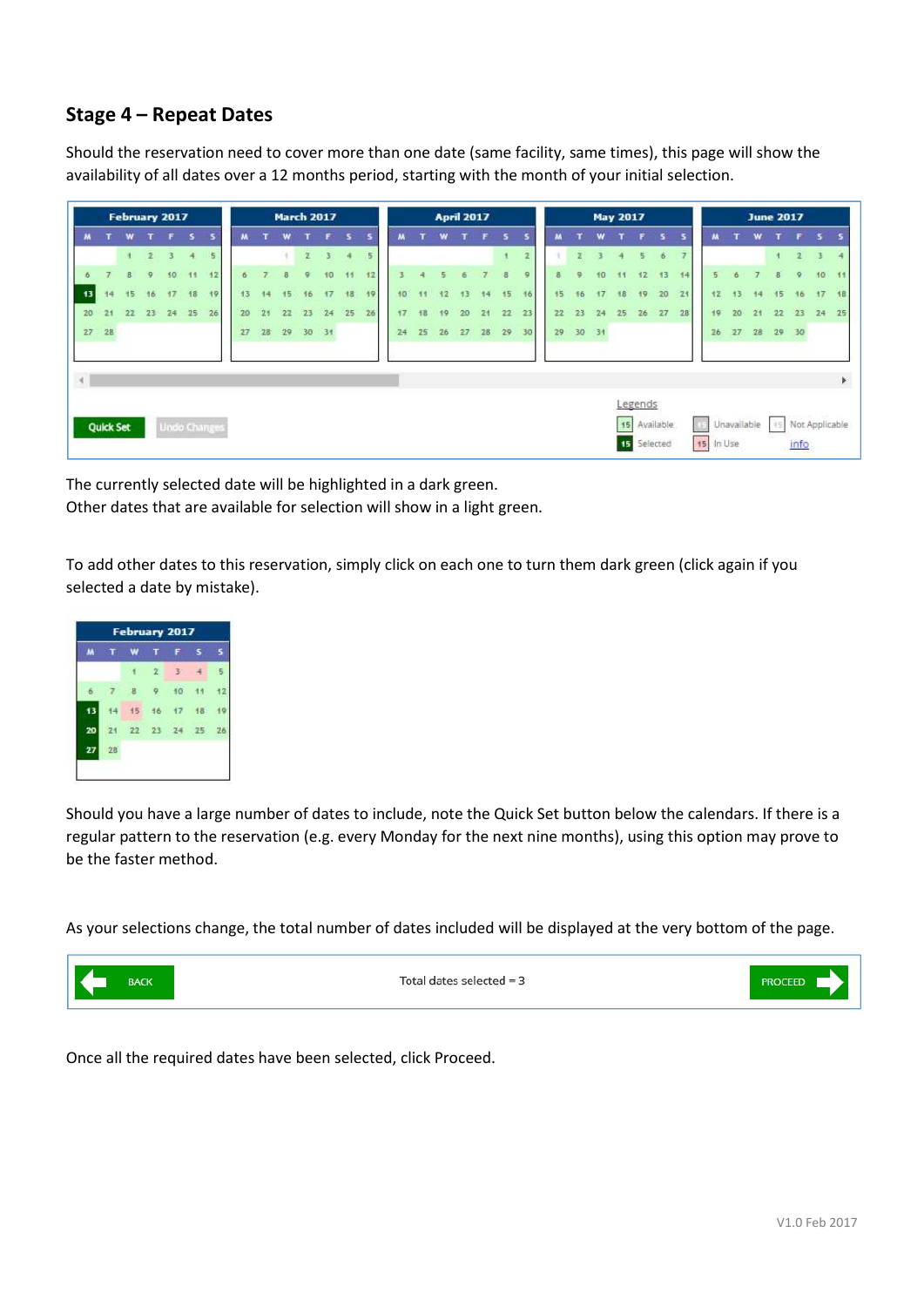## Stage 4 – Repeat Dates

Should the reservation need to cover more than one date (same facility, same times), this page will show the availability of all dates over a 12 months period, starting with the month of your initial selection.

The currently selected date will be highlighted in a dark green.
Other dates that are available for selection will show in a light green.

To add other dates to this reservation, simply click on each one to turn them dark green (click again if you selected a date by mistake).

Should you have a large number of dates to include, note the Quick Set button below the calendars. If there is a regular pattern to the reservation (e.g. every Monday for the next nine months), using this option may prove to be the faster method.

As your selections change, the total number of dates included will be displayed at the very bottom of the page.

Once all the required dates have been selected, click Proceed.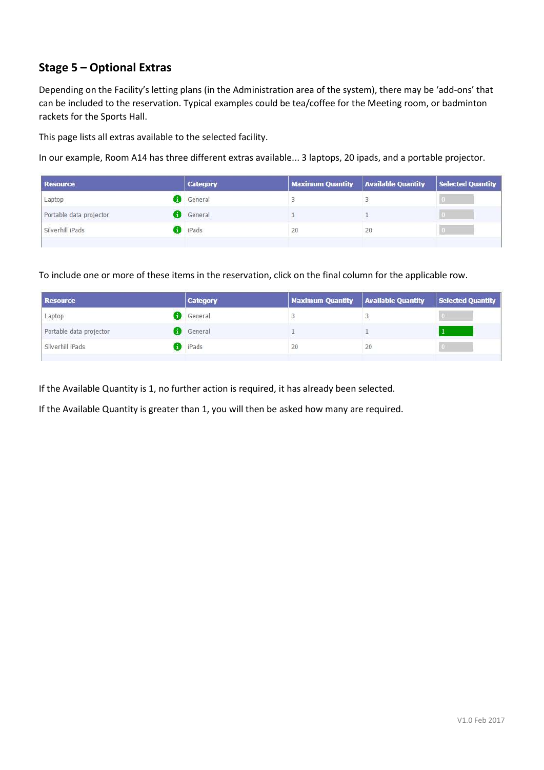## Stage 5 – Optional Extras

Depending on the Facility's letting plans (in the Administration area of the system), there may be 'add-ons' that can be included to the reservation. Typical examples could be tea/coffee for the Meeting room, or badminton rackets for the Sports Hall.

This page lists all extras available to the selected facility.

In our example, Room A14 has three different extras available... 3 laptops, 20 ipads, and a portable projector.

| Resource | Category | Maximum Quantity | Available Quantity | Selected Quantity |
|---|---|---|---|---|
| Laptop | General | 3 | 3 | 0 |
| Portable data projector | General | 1 | 1 | 0 |
| Silverhill iPads | iPads | 20 | 20 | 0 |

To include one or more of these items in the reservation, click on the final column for the applicable row.

| Resource | Category | Maximum Quantity | Available Quantity | Selected Quantity |
|---|---|---|---|---|
| Laptop | General | 3 | 3 | 0 |
| Portable data projector | General | 1 | 1 | 1 |
| Silverhill iPads | iPads | 20 | 20 | 0 |

If the Available Quantity is 1, no further action is required, it has already been selected.

If the Available Quantity is greater than 1, you will then be asked how many are required.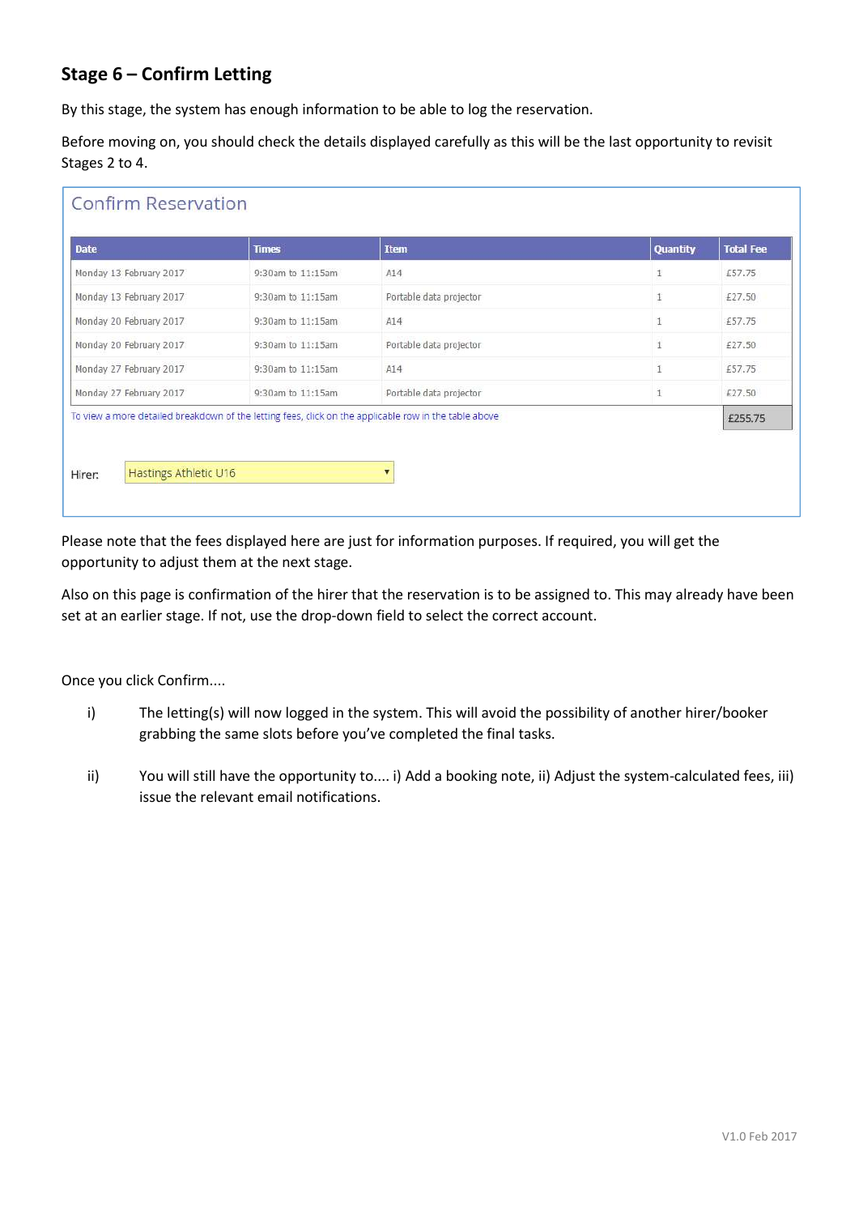## Stage 6 – Confirm Letting

By this stage, the system has enough information to be able to log the reservation.

Before moving on, you should check the details displayed carefully as this will be the last opportunity to revisit Stages 2 to 4.

### Confirm Reservation

| Date | Times | Item | Quantity | Total Fee |
|---|---|---|---|---|
| Monday 13 February 2017 | 9:30am to 11:15am | A14 | 1 | £57.75 |
| Monday 13 February 2017 | 9:30am to 11:15am | Portable data projector | 1 | £27.50 |
| Monday 20 February 2017 | 9:30am to 11:15am | A14 | 1 | £57.75 |
| Monday 20 February 2017 | 9:30am to 11:15am | Portable data projector | 1 | £27.50 |
| Monday 27 February 2017 | 9:30am to 11:15am | A14 | 1 | £57.75 |
| Monday 27 February 2017 | 9:30am to 11:15am | Portable data projector | 1 | £27.50 |
| | | | | £255.75 |

To view a more detailed breakdown of the letting fees, click on the applicable row in the table above

Hirer: Hastings Athletic U16

Please note that the fees displayed here are just for information purposes. If required, you will get the opportunity to adjust them at the next stage.

Also on this page is confirmation of the hirer that the reservation is to be assigned to. This may already have been set at an earlier stage. If not, use the drop-down field to select the correct account.

Once you click Confirm....

i) The letting(s) will now logged in the system. This will avoid the possibility of another hirer/booker grabbing the same slots before you've completed the final tasks.

ii) You will still have the opportunity to.... i) Add a booking note, ii) Adjust the system-calculated fees, iii) issue the relevant email notifications.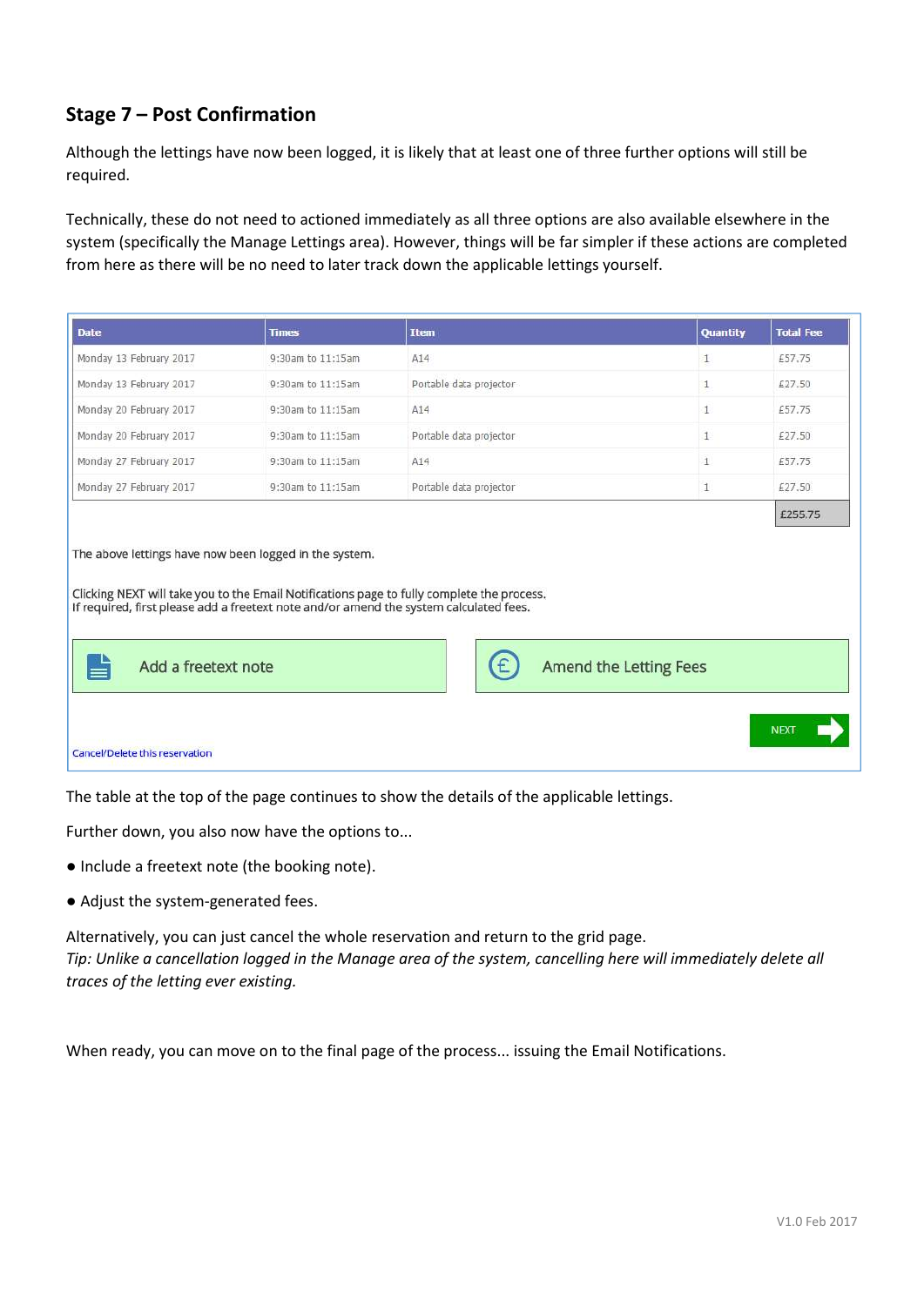## Stage 7 – Post Confirmation

Although the lettings have now been logged, it is likely that at least one of three further options will still be required.

Technically, these do not need to actioned immediately as all three options are also available elsewhere in the system (specifically the Manage Lettings area). However, things will be far simpler if these actions are completed from here as there will be no need to later track down the applicable lettings yourself.

| Date | Times | Item | Quantity | Total Fee |
|---|---|---|---|---|
| Monday 13 February 2017 | 9:30am to 11:15am | A14 | 1 | £57.75 |
| Monday 13 February 2017 | 9:30am to 11:15am | Portable data projector | 1 | £27.50 |
| Monday 20 February 2017 | 9:30am to 11:15am | A14 | 1 | £57.75 |
| Monday 20 February 2017 | 9:30am to 11:15am | Portable data projector | 1 | £27.50 |
| Monday 27 February 2017 | 9:30am to 11:15am | A14 | 1 | £57.75 |
| Monday 27 February 2017 | 9:30am to 11:15am | Portable data projector | 1 | £27.50 |
| | | | | £255.75 |

The above lettings have now been logged in the system.

Clicking NEXT will take you to the Email Notifications page to fully complete the process.
If required, first please add a freetext note and/or amend the system calculated fees.

Add a freetext note

Amend the Letting Fees

NEXT

Cancel/Delete this reservation

The table at the top of the page continues to show the details of the applicable lettings.

Further down, you also now have the options to...

- Include a freetext note (the booking note).
- Adjust the system-generated fees.

Alternatively, you can just cancel the whole reservation and return to the grid page.
*Tip: Unlike a cancellation logged in the Manage area of the system, cancelling here will immediately delete all traces of the letting ever existing.*

When ready, you can move on to the final page of the process... issuing the Email Notifications.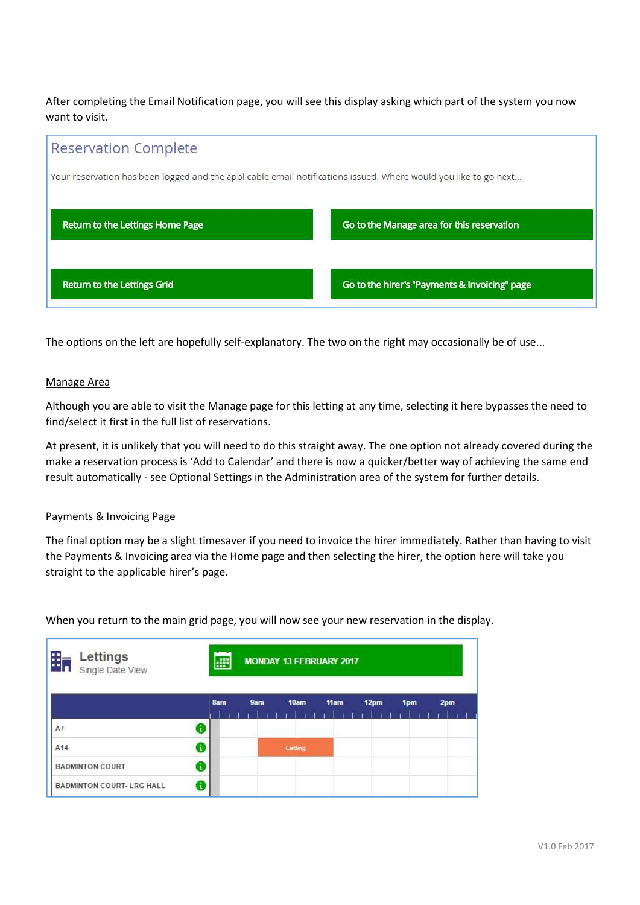After completing the Email Notification page, you will see this display asking which part of the system you now want to visit.

Reservation Complete

Your reservation has been logged and the applicable email notifications issued. Where would you like to go next...

Return to the Lettings Home Page

Go to the Manage area for this reservation

Return to the Lettings Grid

Go to the hirer's "Payments & Invoicing" page

The options on the left are hopefully self-explanatory. The two on the right may occasionally be of use...

## Manage Area

Although you are able to visit the Manage page for this letting at any time, selecting it here bypasses the need to find/select it first in the full list of reservations.

At present, it is unlikely that you will need to do this straight away. The one option not already covered during the make a reservation process is 'Add to Calendar' and there is now a quicker/better way of achieving the same end result automatically - see Optional Settings in the Administration area of the system for further details.

## Payments & Invoicing Page

The final option may be a slight timesaver if you need to invoice the hirer immediately. Rather than having to visit the Payments & Invoicing area via the Home page and then selecting the hirer, the option here will take you straight to the applicable hirer's page.

When you return to the main grid page, you will now see your new reservation in the display.

Lettings
Single Date View

MONDAY 13 FEBRUARY 2017

8am 9am 10am 11am 12pm 1pm 2pm

A7

A14 Letting

BADMINTON COURT

BADMINTON COURT- LRG HALL

V1.0 Feb 2017